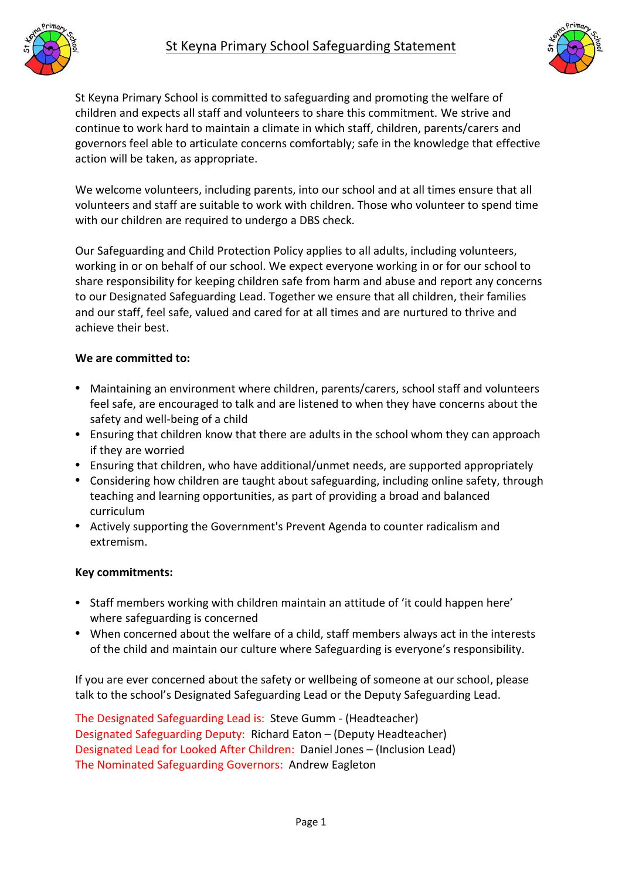# St Keyna Primary School Safeguarding Statement

St Keyna Primary School is committed to safeguarding and promoting the welfare of children and expects all staff and volunteers to share this commitment. We strive and continue to work hard to maintain a climate in which staff, children, parents/carers and governors feel able to articulate concerns comfortably; safe in the knowledge that effective action will be taken, as appropriate.

We welcome volunteers, including parents, into our school and at all times ensure that all volunteers and staff are suitable to work with children. Those who volunteer to spend time with our children are required to undergo a DBS check.

Our Safeguarding and Child Protection Policy applies to all adults, including volunteers, working in or on behalf of our school. We expect everyone working in or for our school to share responsibility for keeping children safe from harm and abuse and report any concerns to our Designated Safeguarding Lead. Together we ensure that all children, their families and our staff, feel safe, valued and cared for at all times and are nurtured to thrive and achieve their best.

**We are committed to:**

- Maintaining an environment where children, parents/carers, school staff and volunteers feel safe, are encouraged to talk and are listened to when they have concerns about the safety and well-being of a child
- Ensuring that children know that there are adults in the school whom they can approach if they are worried
- Ensuring that children, who have additional/unmet needs, are supported appropriately
- Considering how children are taught about safeguarding, including online safety, through teaching and learning opportunities, as part of providing a broad and balanced curriculum
- Actively supporting the Government's Prevent Agenda to counter radicalism and extremism.

**Key commitments:**

- Staff members working with children maintain an attitude of 'it could happen here' where safeguarding is concerned
- When concerned about the welfare of a child, staff members always act in the interests of the child and maintain our culture where Safeguarding is everyone's responsibility.

If you are ever concerned about the safety or wellbeing of someone at our school, please talk to the school's Designated Safeguarding Lead or the Deputy Safeguarding Lead.

The Designated Safeguarding Lead is: Steve Gumm - (Headteacher)
Designated Safeguarding Deputy: Richard Eaton – (Deputy Headteacher)
Designated Lead for Looked After Children: Daniel Jones – (Inclusion Lead)
The Nominated Safeguarding Governors: Andrew Eagleton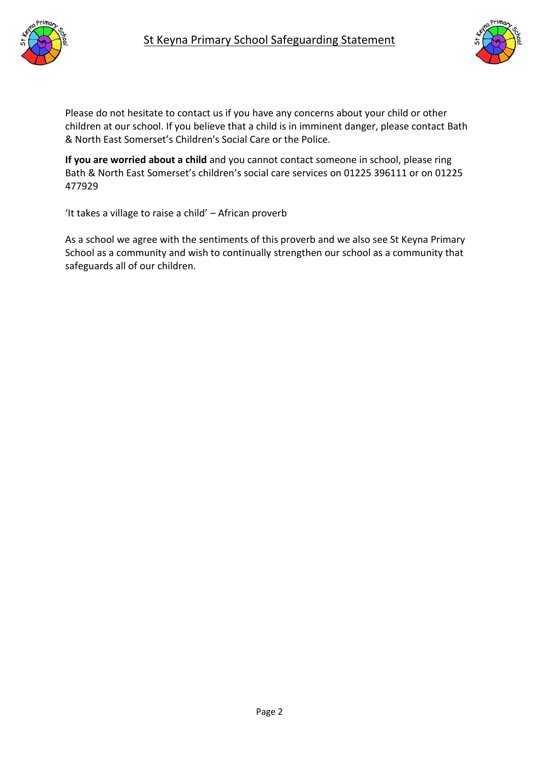Please do not hesitate to contact us if you have any concerns about your child or other children at our school. If you believe that a child is in imminent danger, please contact Bath & North East Somerset's Children's Social Care or the Police.

**If you are worried about a child** and you cannot contact someone in school, please ring Bath & North East Somerset's children's social care services on 01225 396111 or on 01225 477929

'It takes a village to raise a child' – African proverb

As a school we agree with the sentiments of this proverb and we also see St Keyna Primary School as a community and wish to continually strengthen our school as a community that safeguards all of our children.